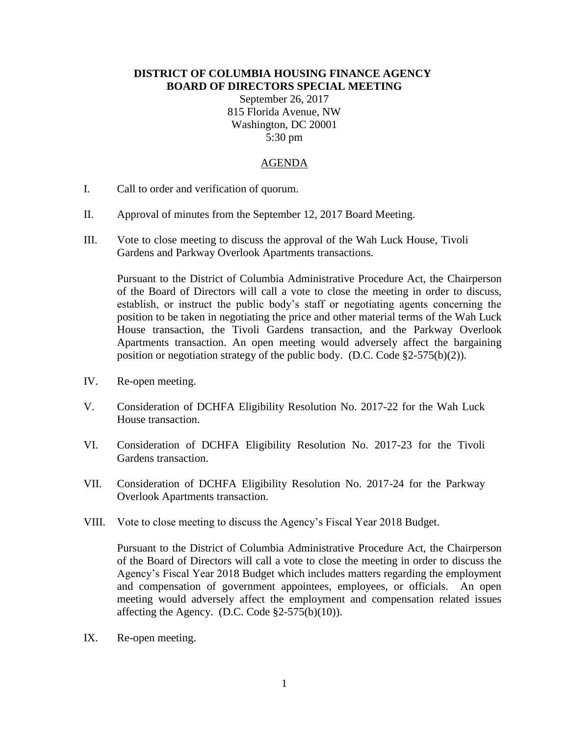**DISTRICT OF COLUMBIA HOUSING FINANCE AGENCY**
**BOARD OF DIRECTORS SPECIAL MEETING**

September 26, 2017
815 Florida Avenue, NW
Washington, DC 20001
5:30 pm

AGENDA

I. Call to order and verification of quorum.

II. Approval of minutes from the September 12, 2017 Board Meeting.

III. Vote to close meeting to discuss the approval of the Wah Luck House, Tivoli Gardens and Parkway Overlook Apartments transactions.

Pursuant to the District of Columbia Administrative Procedure Act, the Chairperson of the Board of Directors will call a vote to close the meeting in order to discuss, establish, or instruct the public body's staff or negotiating agents concerning the position to be taken in negotiating the price and other material terms of the Wah Luck House transaction, the Tivoli Gardens transaction, and the Parkway Overlook Apartments transaction. An open meeting would adversely affect the bargaining position or negotiation strategy of the public body. (D.C. Code §2-575(b)(2)).

IV. Re-open meeting.

V. Consideration of DCHFA Eligibility Resolution No. 2017-22 for the Wah Luck House transaction.

VI. Consideration of DCHFA Eligibility Resolution No. 2017-23 for the Tivoli Gardens transaction.

VII. Consideration of DCHFA Eligibility Resolution No. 2017-24 for the Parkway Overlook Apartments transaction.

VIII. Vote to close meeting to discuss the Agency's Fiscal Year 2018 Budget.

Pursuant to the District of Columbia Administrative Procedure Act, the Chairperson of the Board of Directors will call a vote to close the meeting in order to discuss the Agency's Fiscal Year 2018 Budget which includes matters regarding the employment and compensation of government appointees, employees, or officials. An open meeting would adversely affect the employment and compensation related issues affecting the Agency. (D.C. Code §2-575(b)(10)).

IX. Re-open meeting.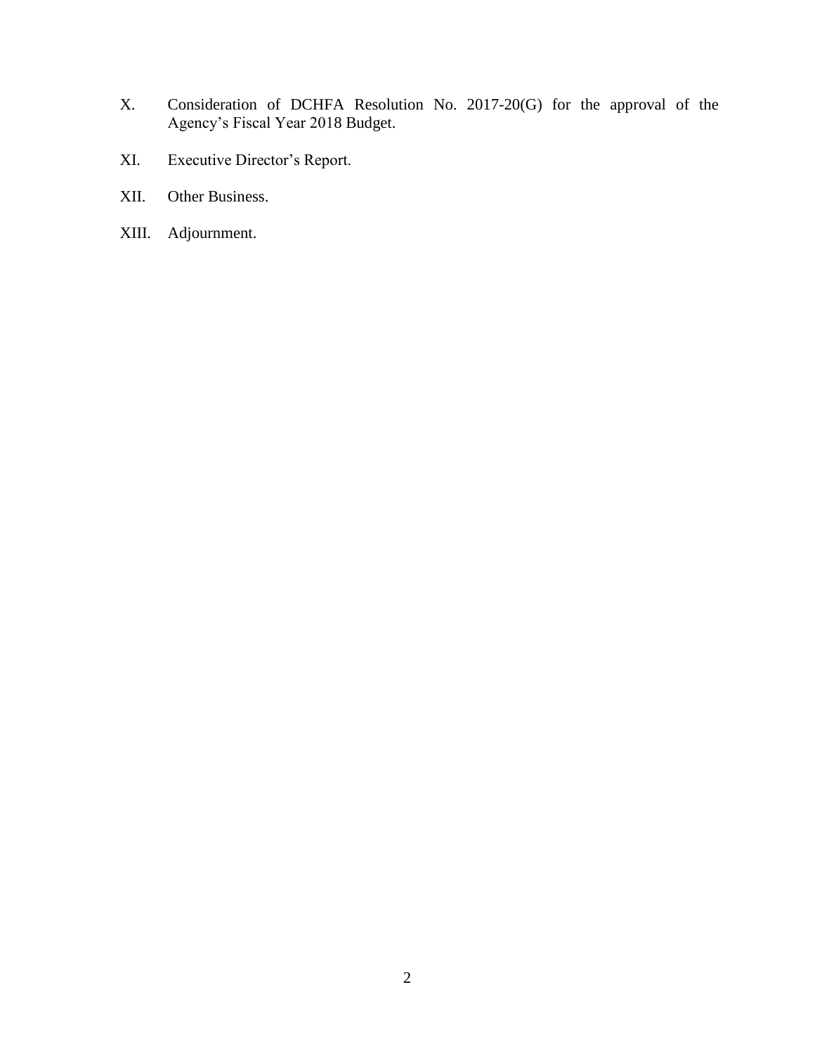X. Consideration of DCHFA Resolution No. 2017-20(G) for the approval of the Agency's Fiscal Year 2018 Budget.

XI. Executive Director's Report.

XII. Other Business.

XIII. Adjournment.